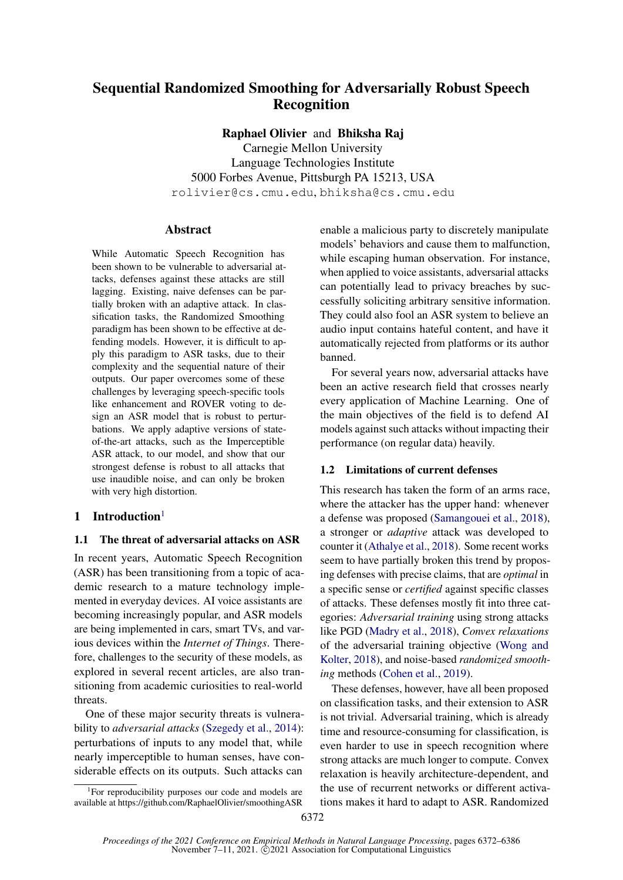# Sequential Randomized Smoothing for Adversarially Robust Speech Recognition

**Raphael Olivier** and **Bhiksha Raj**
Carnegie Mellon University
Language Technologies Institute
5000 Forbes Avenue, Pittsburgh PA 15213, USA
rolivier@cs.cmu.edu, bhiksha@cs.cmu.edu

## Abstract

While Automatic Speech Recognition has been shown to be vulnerable to adversarial attacks, defenses against these attacks are still lagging. Existing, naive defenses can be partially broken with an adaptive attack. In classification tasks, the Randomized Smoothing paradigm has been shown to be effective at defending models. However, it is difficult to apply this paradigm to ASR tasks, due to their complexity and the sequential nature of their outputs. Our paper overcomes some of these challenges by leveraging speech-specific tools like enhancement and ROVER voting to design an ASR model that is robust to perturbations. We apply adaptive versions of state-of-the-art attacks, such as the Imperceptible ASR attack, to our model, and show that our strongest defense is robust to all attacks that use inaudible noise, and can only be broken with very high distortion.

## 1 Introduction[1]

### 1.1 The threat of adversarial attacks on ASR

In recent years, Automatic Speech Recognition (ASR) has been transitioning from a topic of academic research to a mature technology implemented in everyday devices. AI voice assistants are becoming increasingly popular, and ASR models are being implemented in cars, smart TVs, and various devices within the *Internet of Things*. Therefore, challenges to the security of these models, as explored in several recent articles, are also transitioning from academic curiosities to real-world threats.

One of these major security threats is vulnerability to *adversarial attacks* (Szegedy et al., 2014): perturbations of inputs to any model that, while nearly imperceptible to human senses, have considerable effects on its outputs. Such attacks can enable a malicious party to discretely manipulate models' behaviors and cause them to malfunction, while escaping human observation. For instance, when applied to voice assistants, adversarial attacks can potentially lead to privacy breaches by successfully soliciting arbitrary sensitive information. They could also fool an ASR system to believe an audio input contains hateful content, and have it automatically rejected from platforms or its author banned.

For several years now, adversarial attacks have been an active research field that crosses nearly every application of Machine Learning. One of the main objectives of the field is to defend AI models against such attacks without impacting their performance (on regular data) heavily.

### 1.2 Limitations of current defenses

This research has taken the form of an arms race, where the attacker has the upper hand: whenever a defense was proposed (Samangouei et al., 2018), a stronger or *adaptive* attack was developed to counter it (Athalye et al., 2018). Some recent works seem to have partially broken this trend by proposing defenses with precise claims, that are *optimal* in a specific sense or *certified* against specific classes of attacks. These defenses mostly fit into three categories: *Adversarial training* using strong attacks like PGD (Madry et al., 2018), *Convex relaxations* of the adversarial training objective (Wong and Kolter, 2018), and noise-based *randomized smoothing* methods (Cohen et al., 2019).

These defenses, however, have all been proposed on classification tasks, and their extension to ASR is not trivial. Adversarial training, which is already time and resource-consuming for classification, is even harder to use in speech recognition where strong attacks are much longer to compute. Convex relaxation is heavily architecture-dependent, and the use of recurrent networks or different activations makes it hard to adapt to ASR. Randomized

[1] For reproducibility purposes our code and models are available at https://github.com/RaphaelOlivier/smoothingASR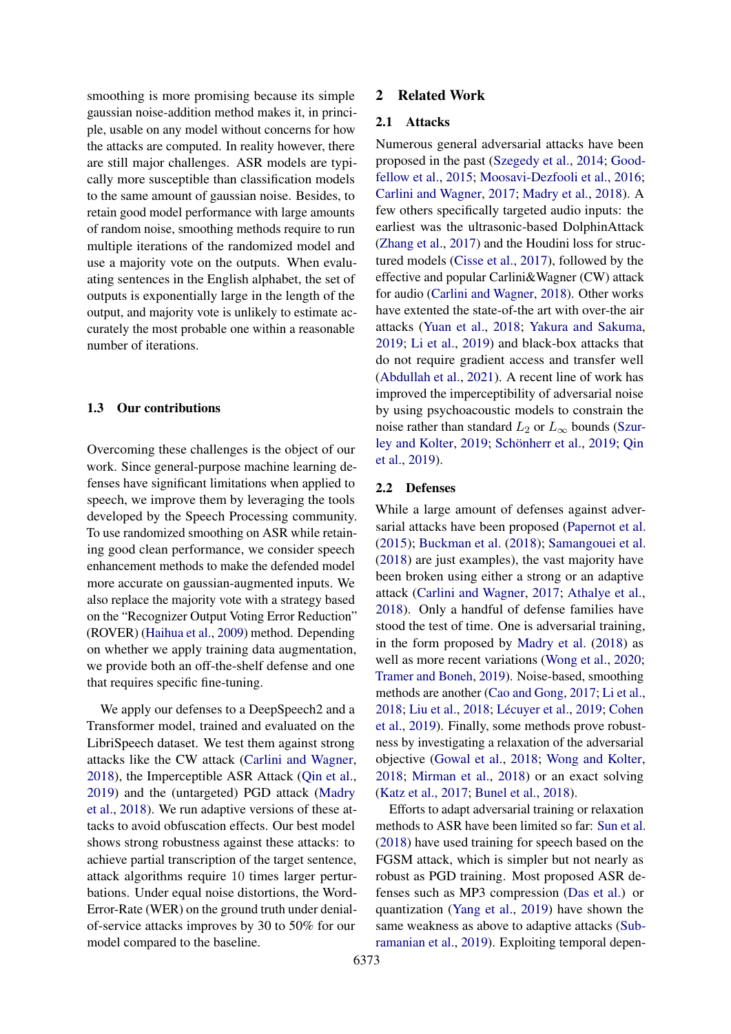smoothing is more promising because its simple gaussian noise-addition method makes it, in principle, usable on any model without concerns for how the attacks are computed. In reality however, there are still major challenges. ASR models are typically more susceptible than classification models to the same amount of gaussian noise. Besides, to retain good model performance with large amounts of random noise, smoothing methods require to run multiple iterations of the randomized model and use a majority vote on the outputs. When evaluating sentences in the English alphabet, the set of outputs is exponentially large in the length of the output, and majority vote is unlikely to estimate accurately the most probable one within a reasonable number of iterations.

### 1.3 Our contributions

Overcoming these challenges is the object of our work. Since general-purpose machine learning defenses have significant limitations when applied to speech, we improve them by leveraging the tools developed by the Speech Processing community. To use randomized smoothing on ASR while retaining good clean performance, we consider speech enhancement methods to make the defended model more accurate on gaussian-augmented inputs. We also replace the majority vote with a strategy based on the "Recognizer Output Voting Error Reduction" (ROVER) (Haihua et al., 2009) method. Depending on whether we apply training data augmentation, we provide both an off-the-shelf defense and one that requires specific fine-tuning.

We apply our defenses to a DeepSpeech2 and a Transformer model, trained and evaluated on the LibriSpeech dataset. We test them against strong attacks like the CW attack (Carlini and Wagner, 2018), the Imperceptible ASR Attack (Qin et al., 2019) and the (untargeted) PGD attack (Madry et al., 2018). We run adaptive versions of these attacks to avoid obfuscation effects. Our best model shows strong robustness against these attacks: to achieve partial transcription of the target sentence, attack algorithms require 10 times larger perturbations. Under equal noise distortions, the Word-Error-Rate (WER) on the ground truth under denial-of-service attacks improves by 30 to 50% for our model compared to the baseline.

## 2 Related Work

### 2.1 Attacks

Numerous general adversarial attacks have been proposed in the past (Szegedy et al., 2014; Goodfellow et al., 2015; Moosavi-Dezfooli et al., 2016; Carlini and Wagner, 2017; Madry et al., 2018). A few others specifically targeted audio inputs: the earliest was the ultrasonic-based DolphinAttack (Zhang et al., 2017) and the Houdini loss for structured models (Cisse et al., 2017), followed by the effective and popular Carlini&Wagner (CW) attack for audio (Carlini and Wagner, 2018). Other works have extented the state-of-the art with over-the air attacks (Yuan et al., 2018; Yakura and Sakuma, 2019; Li et al., 2019) and black-box attacks that do not require gradient access and transfer well (Abdullah et al., 2021). A recent line of work has improved the imperceptibility of adversarial noise by using psychoacoustic models to constrain the noise rather than standard $L_2$ or $L_\infty$ bounds (Szurley and Kolter, 2019; Schönherr et al., 2019; Qin et al., 2019).

### 2.2 Defenses

While a large amount of defenses against adversarial attacks have been proposed (Papernot et al. (2015); Buckman et al. (2018); Samangouei et al. (2018) are just examples), the vast majority have been broken using either a strong or an adaptive attack (Carlini and Wagner, 2017; Athalye et al., 2018). Only a handful of defense families have stood the test of time. One is adversarial training, in the form proposed by Madry et al. (2018) as well as more recent variations (Wong et al., 2020; Tramer and Boneh, 2019). Noise-based, smoothing methods are another (Cao and Gong, 2017; Li et al., 2018; Liu et al., 2018; Lécuyer et al., 2019; Cohen et al., 2019). Finally, some methods prove robustness by investigating a relaxation of the adversarial objective (Gowal et al., 2018; Wong and Kolter, 2018; Mirman et al., 2018) or an exact solving (Katz et al., 2017; Bunel et al., 2018).

Efforts to adapt adversarial training or relaxation methods to ASR have been limited so far: Sun et al. (2018) have used training for speech based on the FGSM attack, which is simpler but not nearly as robust as PGD training. Most proposed ASR defenses such as MP3 compression (Das et al.) or quantization (Yang et al., 2019) have shown the same weakness as above to adaptive attacks (Subramanian et al., 2019). Exploiting temporal depen-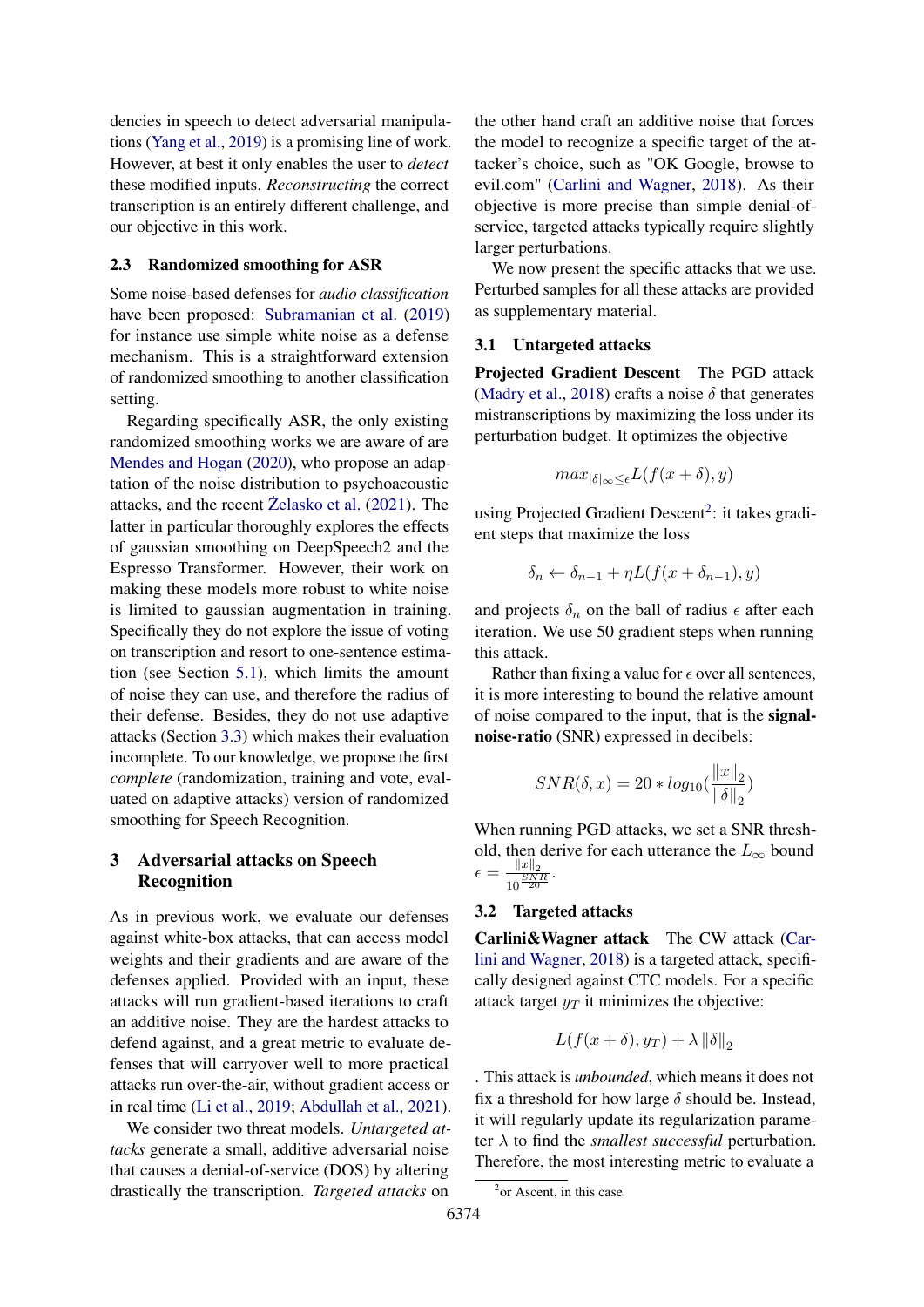dencies in speech to detect adversarial manipulations (Yang et al., 2019) is a promising line of work. However, at best it only enables the user to *detect* these modified inputs. *Reconstructing* the correct transcription is an entirely different challenge, and our objective in this work.

### 2.3 Randomized smoothing for ASR

Some noise-based defenses for *audio classification* have been proposed: Subramanian et al. (2019) for instance use simple white noise as a defense mechanism. This is a straightforward extension of randomized smoothing to another classification setting.

Regarding specifically ASR, the only existing randomized smoothing works we are aware of are Mendes and Hogan (2020), who propose an adaptation of the noise distribution to psychoacoustic attacks, and the recent Żelasko et al. (2021). The latter in particular thoroughly explores the effects of gaussian smoothing on DeepSpeech2 and the Espresso Transformer. However, their work on making these models more robust to white noise is limited to gaussian augmentation in training. Specifically they do not explore the issue of voting on transcription and resort to one-sentence estimation (see Section 5.1), which limits the amount of noise they can use, and therefore the radius of their defense. Besides, they do not use adaptive attacks (Section 3.3) which makes their evaluation incomplete. To our knowledge, we propose the first *complete* (randomization, training and vote, evaluated on adaptive attacks) version of randomized smoothing for Speech Recognition.

## 3 Adversarial attacks on Speech Recognition

As in previous work, we evaluate our defenses against white-box attacks, that can access model weights and their gradients and are aware of the defenses applied. Provided with an input, these attacks will run gradient-based iterations to craft an additive noise. They are the hardest attacks to defend against, and a great metric to evaluate defenses that will carryover well to more practical attacks run over-the-air, without gradient access or in real time (Li et al., 2019; Abdullah et al., 2021).

We consider two threat models. *Untargeted attacks* generate a small, additive adversarial noise that causes a denial-of-service (DOS) by altering drastically the transcription. *Targeted attacks* on the other hand craft an additive noise that forces the model to recognize a specific target of the attacker's choice, such as "OK Google, browse to evil.com" (Carlini and Wagner, 2018). As their objective is more precise than simple denial-of-service, targeted attacks typically require slightly larger perturbations.

We now present the specific attacks that we use. Perturbed samples for all these attacks are provided as supplementary material.

### 3.1 Untargeted attacks

**Projected Gradient Descent** The PGD attack (Madry et al., 2018) crafts a noise $\delta$ that generates mistranscriptions by maximizing the loss under its perturbation budget. It optimizes the objective

$$max_{|\delta|_\infty \leq \epsilon} L(f(x+\delta), y)$$

using Projected Gradient Descent[2]: it takes gradient steps that maximize the loss

$$\delta_n \leftarrow \delta_{n-1} + \eta L(f(x+\delta_{n-1}), y)$$

and projects $\delta_n$ on the ball of radius $\epsilon$ after each iteration. We use 50 gradient steps when running this attack.

Rather than fixing a value for $\epsilon$ over all sentences, it is more interesting to bound the relative amount of noise compared to the input, that is the **signal-noise-ratio** (SNR) expressed in decibels:

$$SNR(\delta, x) = 20 * log_{10}\left(\frac{\|x\|_2}{\|\delta\|_2}\right)$$

When running PGD attacks, we set a SNR threshold, then derive for each utterance the $L_\infty$ bound $\epsilon = \frac{\|x\|_2}{10^{\frac{SNR}{20}}}$.

### 3.2 Targeted attacks

**Carlini&Wagner attack** The CW attack (Carlini and Wagner, 2018) is a targeted attack, specifically designed against CTC models. For a specific attack target $y_T$ it minimizes the objective:

$$L(f(x+\delta), y_T) + \lambda \|\delta\|_2$$

. This attack is *unbounded*, which means it does not fix a threshold for how large $\delta$ should be. Instead, it will regularly update its regularization parameter $\lambda$ to find the *smallest successful* perturbation. Therefore, the most interesting metric to evaluate a

[2] or Ascent, in this case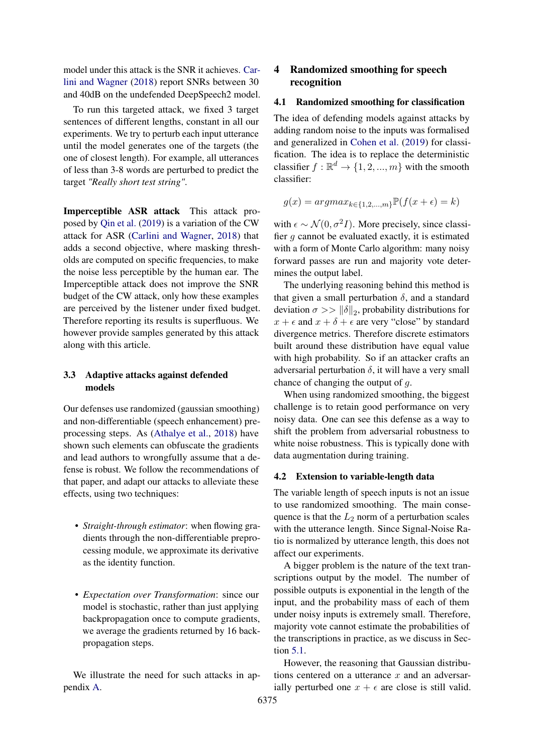model under this attack is the SNR it achieves. Carlini and Wagner (2018) report SNRs between 30 and 40dB on the undefended DeepSpeech2 model.

To run this targeted attack, we fixed 3 target sentences of different lengths, constant in all our experiments. We try to perturb each input utterance until the model generates one of the targets (the one of closest length). For example, all utterances of less than 3-8 words are perturbed to predict the target *"Really short test string"*.

**Imperceptible ASR attack** This attack proposed by Qin et al. (2019) is a variation of the CW attack for ASR (Carlini and Wagner, 2018) that adds a second objective, where masking thresholds are computed on specific frequencies, to make the noise less perceptible by the human ear. The Imperceptible attack does not improve the SNR budget of the CW attack, only how these examples are perceived by the listener under fixed budget. Therefore reporting its results is superfluous. We however provide samples generated by this attack along with this article.

### 3.3 Adaptive attacks against defended models

Our defenses use randomized (gaussian smoothing) and non-differentiable (speech enhancement) preprocessing steps. As (Athalye et al., 2018) have shown such elements can obfuscate the gradients and lead authors to wrongfully assume that a defense is robust. We follow the recommendations of that paper, and adapt our attacks to alleviate these effects, using two techniques:

- *Straight-through estimator*: when flowing gradients through the non-differentiable preprocessing module, we approximate its derivative as the identity function.
- *Expectation over Transformation*: since our model is stochastic, rather than just applying backpropagation once to compute gradients, we average the gradients returned by 16 backpropagation steps.

We illustrate the need for such attacks in appendix A.

## 4 Randomized smoothing for speech recognition

### 4.1 Randomized smoothing for classification

The idea of defending models against attacks by adding random noise to the inputs was formalised and generalized in Cohen et al. (2019) for classification. The idea is to replace the deterministic classifier $f : \mathbb{R}^d \rightarrow \{1, 2, ..., m\}$ with the smooth classifier:

$$g(x) = argmax_{k \in \{1,2,...,m\}} \mathbb{P}(f(x + \epsilon) = k)$$

with $\epsilon \sim \mathcal{N}(0, \sigma^2 I)$. More precisely, since classifier $g$ cannot be evaluated exactly, it is estimated with a form of Monte Carlo algorithm: many noisy forward passes are run and majority vote determines the output label.

The underlying reasoning behind this method is that given a small perturbation $\delta$, and a standard deviation $\sigma >> \|\delta\|_2$, probability distributions for $x + \epsilon$ and $x + \delta + \epsilon$ are very "close" by standard divergence metrics. Therefore discrete estimators built around these distribution have equal value with high probability. So if an attacker crafts an adversarial perturbation $\delta$, it will have a very small chance of changing the output of $g$.

When using randomized smoothing, the biggest challenge is to retain good performance on very noisy data. One can see this defense as a way to shift the problem from adversarial robustness to white noise robustness. This is typically done with data augmentation during training.

### 4.2 Extension to variable-length data

The variable length of speech inputs is not an issue to use randomized smoothing. The main consequence is that the $L_2$ norm of a perturbation scales with the utterance length. Since Signal-Noise Ratio is normalized by utterance length, this does not affect our experiments.

A bigger problem is the nature of the text transcriptions output by the model. The number of possible outputs is exponential in the length of the input, and the probability mass of each of them under noisy inputs is extremely small. Therefore, majority vote cannot estimate the probabilities of the transcriptions in practice, as we discuss in Section 5.1.

However, the reasoning that Gaussian distributions centered on a utterance $x$ and an adversarially perturbed one $x + \epsilon$ are close is still valid.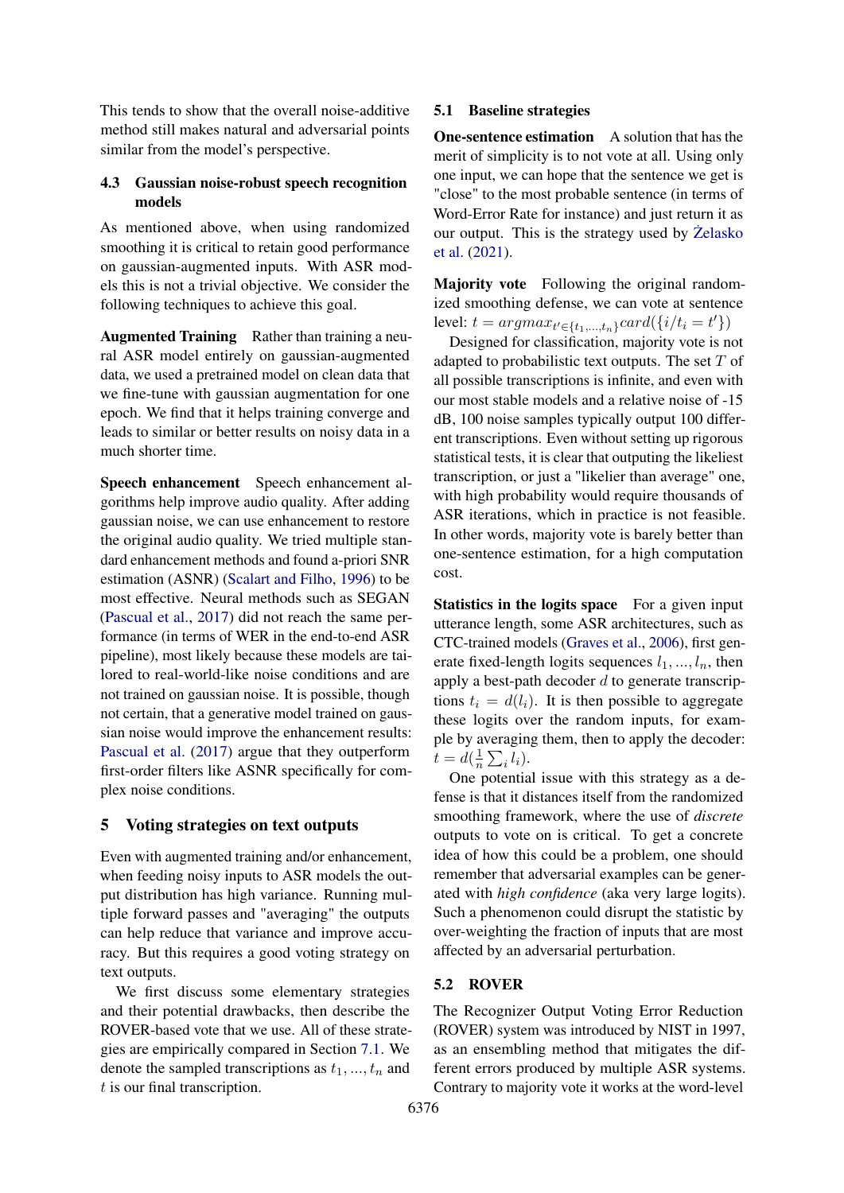This tends to show that the overall noise-additive method still makes natural and adversarial points similar from the model's perspective.

### 4.3 Gaussian noise-robust speech recognition models

As mentioned above, when using randomized smoothing it is critical to retain good performance on gaussian-augmented inputs. With ASR models this is not a trivial objective. We consider the following techniques to achieve this goal.

**Augmented Training** Rather than training a neural ASR model entirely on gaussian-augmented data, we used a pretrained model on clean data that we fine-tune with gaussian augmentation for one epoch. We find that it helps training converge and leads to similar or better results on noisy data in a much shorter time.

**Speech enhancement** Speech enhancement algorithms help improve audio quality. After adding gaussian noise, we can use enhancement to restore the original audio quality. We tried multiple standard enhancement methods and found a-priori SNR estimation (ASNR) (Scalart and Filho, 1996) to be most effective. Neural methods such as SEGAN (Pascual et al., 2017) did not reach the same performance (in terms of WER in the end-to-end ASR pipeline), most likely because these models are tailored to real-world-like noise conditions and are not trained on gaussian noise. It is possible, though not certain, that a generative model trained on gaussian noise would improve the enhancement results: Pascual et al. (2017) argue that they outperform first-order filters like ASNR specifically for complex noise conditions.

## 5 Voting strategies on text outputs

Even with augmented training and/or enhancement, when feeding noisy inputs to ASR models the output distribution has high variance. Running multiple forward passes and "averaging" the outputs can help reduce that variance and improve accuracy. But this requires a good voting strategy on text outputs.

We first discuss some elementary strategies and their potential drawbacks, then describe the ROVER-based vote that we use. All of these strategies are empirically compared in Section 7.1. We denote the sampled transcriptions as $t_1, ..., t_n$ and $t$ is our final transcription.

### 5.1 Baseline strategies

**One-sentence estimation** A solution that has the merit of simplicity is to not vote at all. Using only one input, we can hope that the sentence we get is "close" to the most probable sentence (in terms of Word-Error Rate for instance) and just return it as our output. This is the strategy used by Żelasko et al. (2021).

**Majority vote** Following the original randomized smoothing defense, we can vote at sentence level: $t = argmax_{t' \in \{t_1,...,t_n\}} card(\{i/t_i = t'\})$

Designed for classification, majority vote is not adapted to probabilistic text outputs. The set $T$ of all possible transcriptions is infinite, and even with our most stable models and a relative noise of -15 dB, 100 noise samples typically output 100 different transcriptions. Even without setting up rigorous statistical tests, it is clear that outputting the likeliest transcription, or just a "likelier than average" one, with high probability would require thousands of ASR iterations, which in practice is not feasible. In other words, majority vote is barely better than one-sentence estimation, for a high computation cost.

**Statistics in the logits space** For a given input utterance length, some ASR architectures, such as CTC-trained models (Graves et al., 2006), first generate fixed-length logits sequences $l_1, ..., l_n$, then apply a best-path decoder $d$ to generate transcriptions $t_i = d(l_i)$. It is then possible to aggregate these logits over the random inputs, for example by averaging them, then to apply the decoder: $t = d(\frac{1}{n}\sum_i l_i)$.

One potential issue with this strategy as a defense is that it distances itself from the randomized smoothing framework, where the use of *discrete* outputs to vote on is critical. To get a concrete idea of how this could be a problem, one should remember that adversarial examples can be generated with *high confidence* (aka very large logits). Such a phenomenon could disrupt the statistic by over-weighting the fraction of inputs that are most affected by an adversarial perturbation.

### 5.2 ROVER

The Recognizer Output Voting Error Reduction (ROVER) system was introduced by NIST in 1997, as an ensembling method that mitigates the different errors produced by multiple ASR systems. Contrary to majority vote it works at the word-level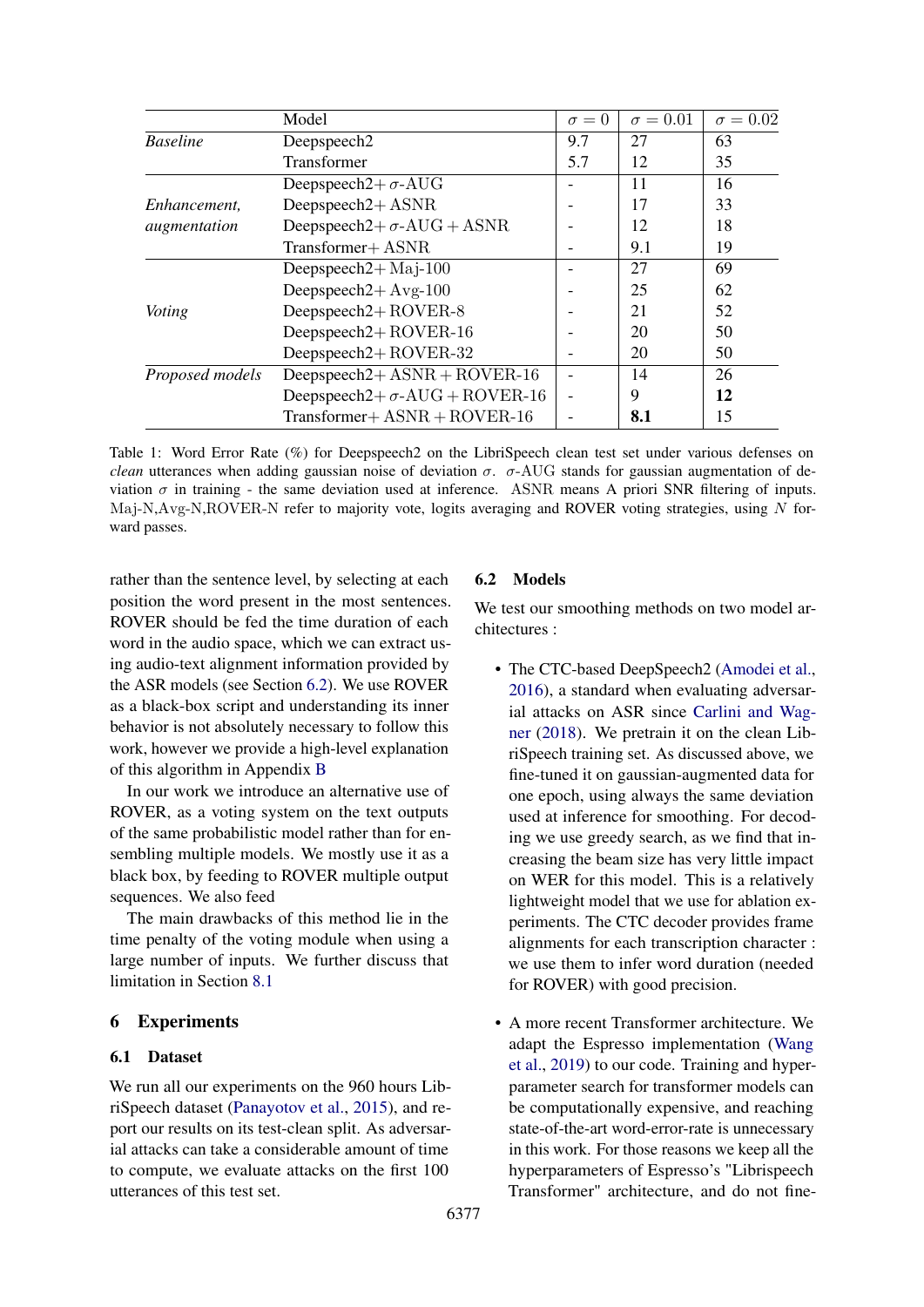|  | Model | $\sigma = 0$ | $\sigma = 0.01$ | $\sigma = 0.02$ |
|---|---|---|---|---|
| *Baseline* | Deepspeech2 | 9.7 | 27 | 63 |
|  | Transformer | 5.7 | 12 | 35 |
| *Enhancement, augmentation* | Deepspeech2+ $\sigma$-AUG | - | 11 | 16 |
|  | Deepspeech2+ ASNR | - | 17 | 33 |
|  | Deepspeech2+ $\sigma$-AUG + ASNR | - | 12 | 18 |
|  | Transformer+ ASNR | - | 9.1 | 19 |
| *Voting* | Deepspeech2+ Maj-100 | - | 27 | 69 |
|  | Deepspeech2+ Avg-100 | - | 25 | 62 |
|  | Deepspeech2+ ROVER-8 | - | 21 | 52 |
|  | Deepspeech2+ ROVER-16 | - | 20 | 50 |
|  | Deepspeech2+ ROVER-32 | - | 20 | 50 |
| *Proposed models* | Deepspeech2+ ASNR + ROVER-16 | - | 14 | 26 |
|  | Deepspeech2+ $\sigma$-AUG + ROVER-16 | - | 9 | **12** |
|  | Transformer+ ASNR + ROVER-16 | - | **8.1** | 15 |

Table 1: Word Error Rate (%) for Deepspeech2 on the LibriSpeech clean test set under various defenses on *clean* utterances when adding gaussian noise of deviation $\sigma$. $\sigma$-AUG stands for gaussian augmentation of deviation $\sigma$ in training - the same deviation used at inference. ASNR means A priori SNR filtering of inputs. Maj-N,Avg-N,ROVER-N refer to majority vote, logits averaging and ROVER voting strategies, using $N$ forward passes.

rather than the sentence level, by selecting at each position the word present in the most sentences. ROVER should be fed the time duration of each word in the audio space, which we can extract using audio-text alignment information provided by the ASR models (see Section 6.2). We use ROVER as a black-box script and understanding its inner behavior is not absolutely necessary to follow this work, however we provide a high-level explanation of this algorithm in Appendix B

In our work we introduce an alternative use of ROVER, as a voting system on the text outputs of the same probabilistic model rather than for ensembling multiple models. We mostly use it as a black box, by feeding to ROVER multiple output sequences. We also feed

The main drawbacks of this method lie in the time penalty of the voting module when using a large number of inputs. We further discuss that limitation in Section 8.1

# 6 Experiments

## 6.1 Dataset

We run all our experiments on the 960 hours LibriSpeech dataset (Panayotov et al., 2015), and report our results on its test-clean split. As adversarial attacks can take a considerable amount of time to compute, we evaluate attacks on the first 100 utterances of this test set.

## 6.2 Models

We test our smoothing methods on two model architectures :

- The CTC-based DeepSpeech2 (Amodei et al., 2016), a standard when evaluating adversarial attacks on ASR since Carlini and Wagner (2018). We pretrain it on the clean LibriSpeech training set. As discussed above, we fine-tuned it on gaussian-augmented data for one epoch, using always the same deviation used at inference for smoothing. For decoding we use greedy search, as we find that increasing the beam size has very little impact on WER for this model. This is a relatively lightweight model that we use for ablation experiments. The CTC decoder provides frame alignments for each transcription character : we use them to infer word duration (needed for ROVER) with good precision.
- A more recent Transformer architecture. We adapt the Espresso implementation (Wang et al., 2019) to our code. Training and hyperparameter search for transformer models can be computationally expensive, and reaching state-of-the-art word-error-rate is unnecessary in this work. For those reasons we keep all the hyperparameters of Espresso's "Librispeech Transformer" architecture, and do not fine-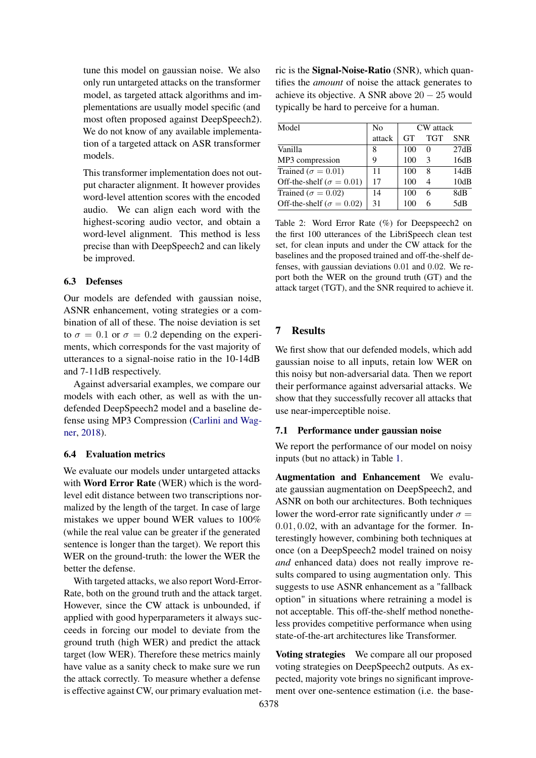tune this model on gaussian noise. We also only run untargeted attacks on the transformer model, as targeted attack algorithms and implementations are usually model specific (and most often proposed against DeepSpeech2). We do not know of any available implementation of a targeted attack on ASR transformer models.

This transformer implementation does not output character alignment. It however provides word-level attention scores with the encoded audio. We can align each word with the highest-scoring audio vector, and obtain a word-level alignment. This method is less precise than with DeepSpeech2 and can likely be improved.

### 6.3 Defenses

Our models are defended with gaussian noise, ASNR enhancement, voting strategies or a combination of all of these. The noise deviation is set to $\sigma = 0.1$ or $\sigma = 0.2$ depending on the experiments, which corresponds for the vast majority of utterances to a signal-noise ratio in the 10-14dB and 7-11dB respectively.

Against adversarial examples, we compare our models with each other, as well as with the undefended DeepSpeech2 model and a baseline defense using MP3 Compression (Carlini and Wagner, 2018).

### 6.4 Evaluation metrics

We evaluate our models under untargeted attacks with **Word Error Rate** (WER) which is the word-level edit distance between two transcriptions normalized by the length of the target. In case of large mistakes we upper bound WER values to 100% (while the real value can be greater if the generated sentence is longer than the target). We report this WER on the ground-truth: the lower the WER the better the defense.

With targeted attacks, we also report Word-Error-Rate, both on the ground truth and the attack target. However, since the CW attack is unbounded, if applied with good hyperparameters it always succeeds in forcing our model to deviate from the ground truth (high WER) and predict the attack target (low WER). Therefore these metrics mainly have value as a sanity check to make sure we run the attack correctly. To measure whether a defense is effective against CW, our primary evaluation metric is the **Signal-Noise-Ratio** (SNR), which quantifies the *amount* of noise the attack generates to achieve its objective. A SNR above $20 - 25$ would typically be hard to perceive for a human.

| Model | No attack | CW attack | | |
|---|---|---|---|---|
| | | GT | TGT | SNR |
| Vanilla | 8 | 100 | 0 | 27dB |
| MP3 compression | 9 | 100 | 3 | 16dB |
| Trained ($\sigma = 0.01$) | 11 | 100 | 8 | 14dB |
| Off-the-shelf ($\sigma = 0.01$) | 17 | 100 | 4 | 10dB |
| Trained ($\sigma = 0.02$) | 14 | 100 | 6 | 8dB |
| Off-the-shelf ($\sigma = 0.02$) | 31 | 100 | 6 | 5dB |

Table 2: Word Error Rate (%) for Deepspeech2 on the first 100 utterances of the LibriSpeech clean test set, for clean inputs and under the CW attack for the baselines and the proposed trained and off-the-shelf defenses, with gaussian deviations $0.01$ and $0.02$. We report both the WER on the ground truth (GT) and the attack target (TGT), and the SNR required to achieve it.

## 7 Results

We first show that our defended models, which add gaussian noise to all inputs, retain low WER on this noisy but non-adversarial data. Then we report their performance against adversarial attacks. We show that they successfully recover all attacks that use near-imperceptible noise.

### 7.1 Performance under gaussian noise

We report the performance of our model on noisy inputs (but no attack) in Table 1.

**Augmentation and Enhancement** We evaluate gaussian augmentation on DeepSpeech2, and ASNR on both our architectures. Both techniques lower the word-error rate significantly under $\sigma = 0.01, 0.02$, with an advantage for the former. Interestingly however, combining both techniques at once (on a DeepSpeech2 model trained on noisy *and* enhanced data) does not really improve results compared to using augmentation only. This suggests to use ASNR enhancement as a "fallback option" in situations where retraining a model is not acceptable. This off-the-shelf method nonetheless provides competitive performance when using state-of-the-art architectures like Transformer.

**Voting strategies** We compare all our proposed voting strategies on DeepSpeech2 outputs. As expected, majority vote brings no significant improvement over one-sentence estimation (i.e. the base-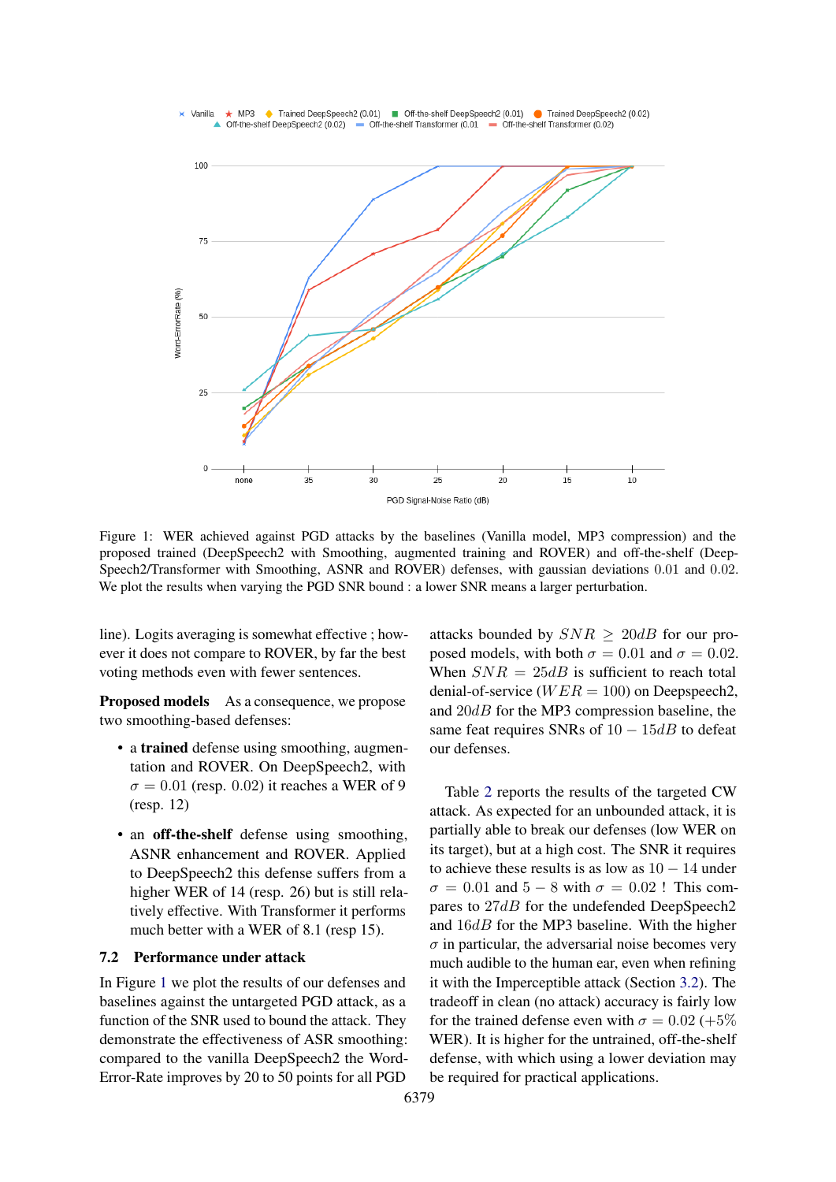Figure 1: WER achieved against PGD attacks by the baselines (Vanilla model, MP3 compression) and the proposed trained (DeepSpeech2 with Smoothing, augmented training and ROVER) and off-the-shelf (DeepSpeech2/Transformer with Smoothing, ASNR and ROVER) defenses, with gaussian deviations 0.01 and 0.02. We plot the results when varying the PGD SNR bound : a lower SNR means a larger perturbation.

line). Logits averaging is somewhat effective ; however it does not compare to ROVER, by far the best voting methods even with fewer sentences.

**Proposed models** As a consequence, we propose two smoothing-based defenses:

- a **trained** defense using smoothing, augmentation and ROVER. On DeepSpeech2, with $\sigma = 0.01$ (resp. $0.02$) it reaches a WER of 9 (resp. 12)
- an **off-the-shelf** defense using smoothing, ASNR enhancement and ROVER. Applied to DeepSpeech2 this defense suffers from a higher WER of 14 (resp. 26) but is still relatively effective. With Transformer it performs much better with a WER of 8.1 (resp 15).

### 7.2 Performance under attack

In Figure 1 we plot the results of our defenses and baselines against the untargeted PGD attack, as a function of the SNR used to bound the attack. They demonstrate the effectiveness of ASR smoothing: compared to the vanilla DeepSpeech2 the Word-Error-Rate improves by 20 to 50 points for all PGD attacks bounded by $SNR \geq 20dB$ for our proposed models, with both $\sigma = 0.01$ and $\sigma = 0.02$. When $SNR = 25dB$ is sufficient to reach total denial-of-service ($WER = 100$) on Deepspeech2, and $20dB$ for the MP3 compression baseline, the same feat requires SNRs of $10 - 15dB$ to defeat our defenses.

Table 2 reports the results of the targeted CW attack. As expected for an unbounded attack, it is partially able to break our defenses (low WER on its target), but at a high cost. The SNR it requires to achieve these results is as low as $10 - 14$ under $\sigma = 0.01$ and $5 - 8$ with $\sigma = 0.02$ ! This compares to $27dB$ for the undefended DeepSpeech2 and $16dB$ for the MP3 baseline. With the higher $\sigma$ in particular, the adversarial noise becomes very much audible to the human ear, even when refining it with the Imperceptible attack (Section 3.2). The tradeoff in clean (no attack) accuracy is fairly low for the trained defense even with $\sigma = 0.02$ ($+5\%$ WER). It is higher for the untrained, off-the-shelf defense, with which using a lower deviation may be required for practical applications.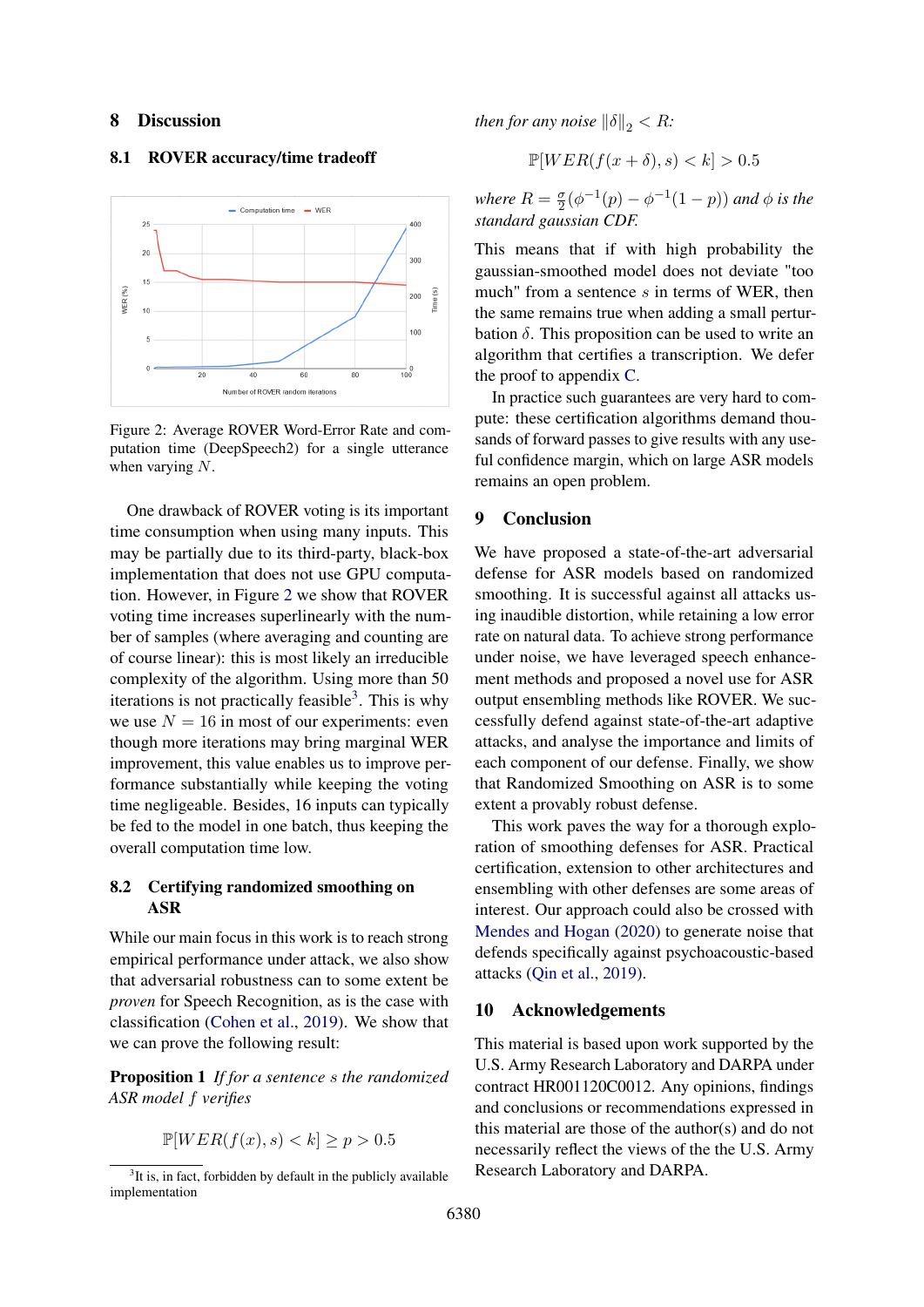## 8 Discussion

### 8.1 ROVER accuracy/time tradeoff

Figure 2: Average ROVER Word-Error Rate and computation time (DeepSpeech2) for a single utterance when varying $N$.

One drawback of ROVER voting is its important time consumption when using many inputs. This may be partially due to its third-party, black-box implementation that does not use GPU computation. However, in Figure 2 we show that ROVER voting time increases superlinearly with the number of samples (where averaging and counting are of course linear): this is most likely an irreducible complexity of the algorithm. Using more than 50 iterations is not practically feasible[3]. This is why we use $N = 16$ in most of our experiments: even though more iterations may bring marginal WER improvement, this value enables us to improve performance substantially while keeping the voting time negligeable. Besides, 16 inputs can typically be fed to the model in one batch, thus keeping the overall computation time low.

### 8.2 Certifying randomized smoothing on ASR

While our main focus in this work is to reach strong empirical performance under attack, we also show that adversarial robustness can to some extent be *proven* for Speech Recognition, as is the case with classification (Cohen et al., 2019). We show that we can prove the following result:

**Proposition 1** *If for a sentence $s$ the randomized ASR model $f$ verifies*

$$\mathbb{P}[WER(f(x), s) < k] \geq p > 0.5$$

*then for any noise $\|\delta\|_2 < R$:*

$$\mathbb{P}[WER(f(x + \delta), s) < k] > 0.5$$

*where $R = \frac{\sigma}{2}(\phi^{-1}(p) - \phi^{-1}(1 - p))$ and $\phi$ is the standard gaussian CDF.*

This means that if with high probability the gaussian-smoothed model does not deviate "too much" from a sentence $s$ in terms of WER, then the same remains true when adding a small perturbation $\delta$. This proposition can be used to write an algorithm that certifies a transcription. We defer the proof to appendix C.

In practice such guarantees are very hard to compute: these certification algorithms demand thousands of forward passes to give results with any useful confidence margin, which on large ASR models remains an open problem.

## 9 Conclusion

We have proposed a state-of-the-art adversarial defense for ASR models based on randomized smoothing. It is successful against all attacks using inaudible distortion, while retaining a low error rate on natural data. To achieve strong performance under noise, we have leveraged speech enhancement methods and proposed a novel use for ASR output ensembling methods like ROVER. We successfully defend against state-of-the-art adaptive attacks, and analyse the importance and limits of each component of our defense. Finally, we show that Randomized Smoothing on ASR is to some extent a provably robust defense.

This work paves the way for a thorough exploration of smoothing defenses for ASR. Practical certification, extension to other architectures and ensembling with other defenses are some areas of interest. Our approach could also be crossed with Mendes and Hogan (2020) to generate noise that defends specifically against psychoacoustic-based attacks (Qin et al., 2019).

## 10 Acknowledgements

This material is based upon work supported by the U.S. Army Research Laboratory and DARPA under contract HR001120C0012. Any opinions, findings and conclusions or recommendations expressed in this material are those of the author(s) and do not necessarily reflect the views of the the U.S. Army Research Laboratory and DARPA.

[3]It is, in fact, forbidden by default in the publicly available implementation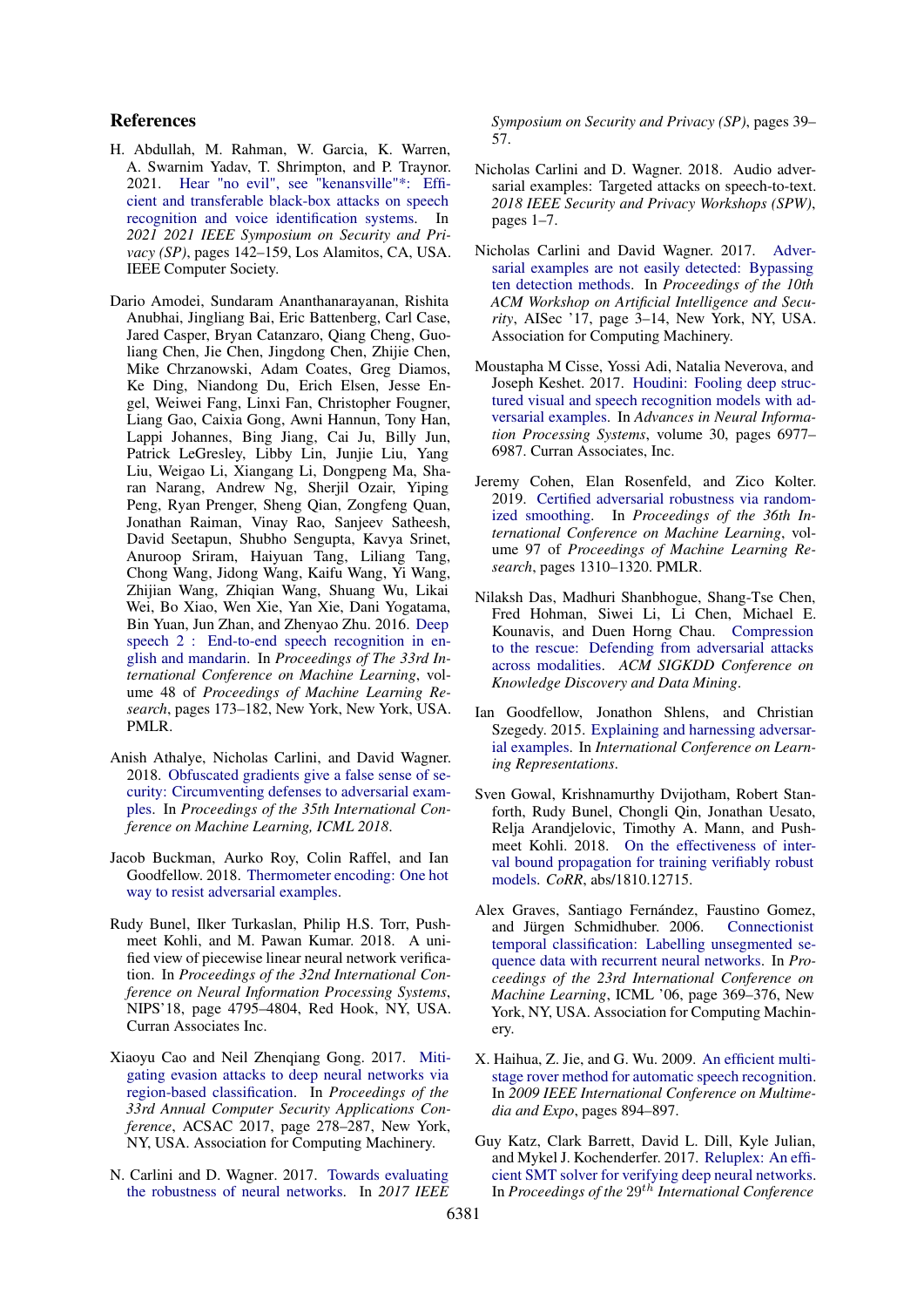## References

H. Abdullah, M. Rahman, W. Garcia, K. Warren, A. Swarnim Yadav, T. Shrimpton, and P. Traynor. 2021. Hear "no evil", see "kenansville"*: Efficient and transferable black-box attacks on speech recognition and voice identification systems. In *2021 2021 IEEE Symposium on Security and Privacy (SP)*, pages 142–159, Los Alamitos, CA, USA. IEEE Computer Society.

Dario Amodei, Sundaram Ananthanarayanan, Rishita Anubhai, Jingliang Bai, Eric Battenberg, Carl Case, Jared Casper, Bryan Catanzaro, Qiang Cheng, Guoliang Chen, Jie Chen, Jingdong Chen, Zhijie Chen, Mike Chrzanowski, Adam Coates, Greg Diamos, Ke Ding, Niandong Du, Erich Elsen, Jesse Engel, Weiwei Fang, Linxi Fan, Christopher Fougner, Liang Gao, Caixia Gong, Awni Hannun, Tony Han, Lappi Johannes, Bing Jiang, Cai Ju, Billy Jun, Patrick LeGresley, Libby Lin, Junjie Liu, Yang Liu, Weigao Li, Xiangang Li, Dongpeng Ma, Sharan Narang, Andrew Ng, Sherjil Ozair, Yiping Peng, Ryan Prenger, Sheng Qian, Zongfeng Quan, Jonathan Raiman, Vinay Rao, Sanjeev Satheesh, David Seetapun, Shubho Sengupta, Kavya Srinet, Anuroop Sriram, Haiyuan Tang, Liliang Tang, Chong Wang, Jidong Wang, Kaifu Wang, Yi Wang, Zhijian Wang, Zhiqian Wang, Shuang Wu, Likai Wei, Bo Xiao, Wen Xie, Yan Xie, Dani Yogatama, Bin Yuan, Jun Zhan, and Zhenyao Zhu. 2016. Deep speech 2 : End-to-end speech recognition in english and mandarin. In *Proceedings of The 33rd International Conference on Machine Learning*, volume 48 of *Proceedings of Machine Learning Research*, pages 173–182, New York, New York, USA. PMLR.

Anish Athalye, Nicholas Carlini, and David Wagner. 2018. Obfuscated gradients give a false sense of security: Circumventing defenses to adversarial examples. In *Proceedings of the 35th International Conference on Machine Learning, ICML 2018*.

Jacob Buckman, Aurko Roy, Colin Raffel, and Ian Goodfellow. 2018. Thermometer encoding: One hot way to resist adversarial examples.

Rudy Bunel, Ilker Turkaslan, Philip H.S. Torr, Pushmeet Kohli, and M. Pawan Kumar. 2018. A unified view of piecewise linear neural network verification. In *Proceedings of the 32nd International Conference on Neural Information Processing Systems*, NIPS'18, page 4795–4804, Red Hook, NY, USA. Curran Associates Inc.

Xiaoyu Cao and Neil Zhenqiang Gong. 2017. Mitigating evasion attacks to deep neural networks via region-based classification. In *Proceedings of the 33rd Annual Computer Security Applications Conference*, ACSAC 2017, page 278–287, New York, NY, USA. Association for Computing Machinery.

N. Carlini and D. Wagner. 2017. Towards evaluating the robustness of neural networks. In *2017 IEEE Symposium on Security and Privacy (SP)*, pages 39–57.

Nicholas Carlini and D. Wagner. 2018. Audio adversarial examples: Targeted attacks on speech-to-text. *2018 IEEE Security and Privacy Workshops (SPW)*, pages 1–7.

Nicholas Carlini and David Wagner. 2017. Adversarial examples are not easily detected: Bypassing ten detection methods. In *Proceedings of the 10th ACM Workshop on Artificial Intelligence and Security*, AISec '17, page 3–14, New York, NY, USA. Association for Computing Machinery.

Moustapha M Cisse, Yossi Adi, Natalia Neverova, and Joseph Keshet. 2017. Houdini: Fooling deep structured visual and speech recognition models with adversarial examples. In *Advances in Neural Information Processing Systems*, volume 30, pages 6977–6987. Curran Associates, Inc.

Jeremy Cohen, Elan Rosenfeld, and Zico Kolter. 2019. Certified adversarial robustness via randomized smoothing. In *Proceedings of the 36th International Conference on Machine Learning*, volume 97 of *Proceedings of Machine Learning Research*, pages 1310–1320. PMLR.

Nilaksh Das, Madhuri Shanbhogue, Shang-Tse Chen, Fred Hohman, Siwei Li, Li Chen, Michael E. Kounavis, and Duen Horng Chau. Compression to the rescue: Defending from adversarial attacks across modalities. *ACM SIGKDD Conference on Knowledge Discovery and Data Mining*.

Ian Goodfellow, Jonathon Shlens, and Christian Szegedy. 2015. Explaining and harnessing adversarial examples. In *International Conference on Learning Representations*.

Sven Gowal, Krishnamurthy Dvijotham, Robert Stanforth, Rudy Bunel, Chongli Qin, Jonathan Uesato, Relja Arandjelovic, Timothy A. Mann, and Pushmeet Kohli. 2018. On the effectiveness of interval bound propagation for training verifiably robust models. *CoRR*, abs/1810.12715.

Alex Graves, Santiago Fernández, Faustino Gomez, and Jürgen Schmidhuber. 2006. Connectionist temporal classification: Labelling unsegmented sequence data with recurrent neural networks. In *Proceedings of the 23rd International Conference on Machine Learning*, ICML '06, page 369–376, New York, NY, USA. Association for Computing Machinery.

X. Haihua, Z. Jie, and G. Wu. 2009. An efficient multistage rover method for automatic speech recognition. In *2009 IEEE International Conference on Multimedia and Expo*, pages 894–897.

Guy Katz, Clark Barrett, David L. Dill, Kyle Julian, and Mykel J. Kochenderfer. 2017. Reluplex: An efficient SMT solver for verifying deep neural networks. In *Proceedings of the $29^{th}$ International Conference*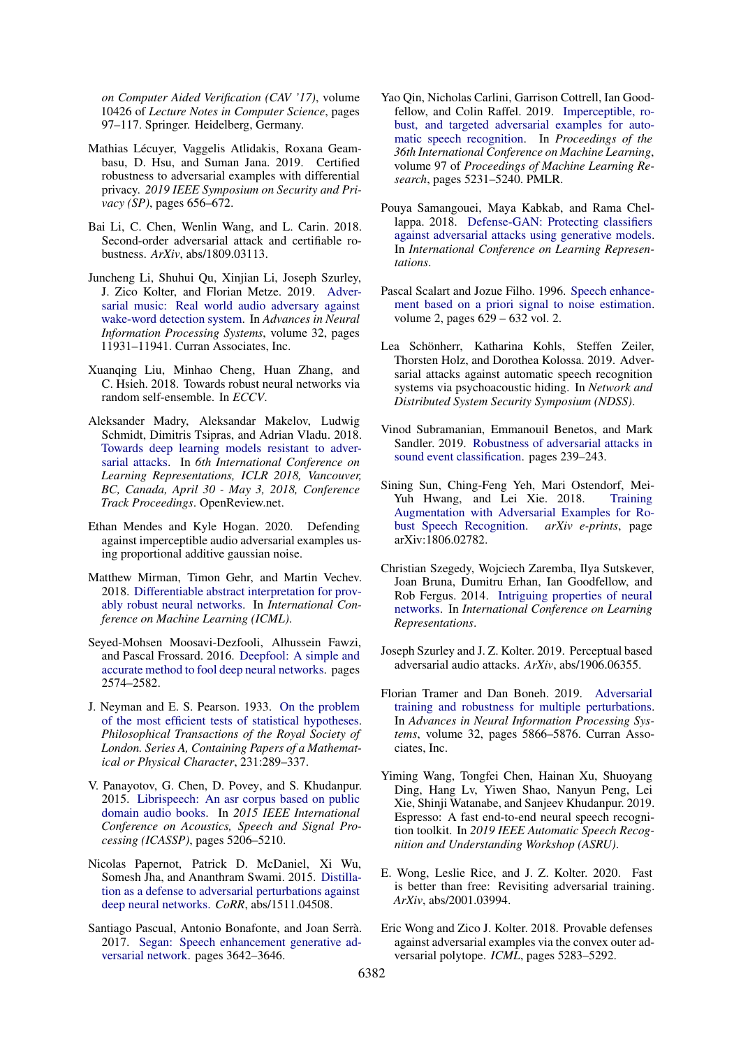on *Computer Aided Verification (CAV '17)*, volume 10426 of *Lecture Notes in Computer Science*, pages 97–117. Springer. Heidelberg, Germany.

Mathias Lécuyer, Vaggelis Atlidakis, Roxana Geambasu, D. Hsu, and Suman Jana. 2019. Certified robustness to adversarial examples with differential privacy. *2019 IEEE Symposium on Security and Privacy (SP)*, pages 656–672.

Bai Li, C. Chen, Wenlin Wang, and L. Carin. 2018. Second-order adversarial attack and certifiable robustness. *ArXiv*, abs/1809.03113.

Juncheng Li, Shuhui Qu, Xinjian Li, Joseph Szurley, J. Zico Kolter, and Florian Metze. 2019. Adversarial music: Real world audio adversary against wake-word detection system. In *Advances in Neural Information Processing Systems*, volume 32, pages 11931–11941. Curran Associates, Inc.

Xuanqing Liu, Minhao Cheng, Huan Zhang, and C. Hsieh. 2018. Towards robust neural networks via random self-ensemble. In *ECCV*.

Aleksander Madry, Aleksandar Makelov, Ludwig Schmidt, Dimitris Tsipras, and Adrian Vladu. 2018. Towards deep learning models resistant to adversarial attacks. In *6th International Conference on Learning Representations, ICLR 2018, Vancouver, BC, Canada, April 30 - May 3, 2018, Conference Track Proceedings*. OpenReview.net.

Ethan Mendes and Kyle Hogan. 2020. Defending against imperceptible audio adversarial examples using proportional additive gaussian noise.

Matthew Mirman, Timon Gehr, and Martin Vechev. 2018. Differentiable abstract interpretation for provably robust neural networks. In *International Conference on Machine Learning (ICML)*.

Seyed-Mohsen Moosavi-Dezfooli, Alhussein Fawzi, and Pascal Frossard. 2016. Deepfool: A simple and accurate method to fool deep neural networks. pages 2574–2582.

J. Neyman and E. S. Pearson. 1933. On the problem of the most efficient tests of statistical hypotheses. *Philosophical Transactions of the Royal Society of London. Series A, Containing Papers of a Mathematical or Physical Character*, 231:289–337.

V. Panayotov, G. Chen, D. Povey, and S. Khudanpur. 2015. Librispeech: An asr corpus based on public domain audio books. In *2015 IEEE International Conference on Acoustics, Speech and Signal Processing (ICASSP)*, pages 5206–5210.

Nicolas Papernot, Patrick D. McDaniel, Xi Wu, Somesh Jha, and Ananthram Swami. 2015. Distillation as a defense to adversarial perturbations against deep neural networks. *CoRR*, abs/1511.04508.

Santiago Pascual, Antonio Bonafonte, and Joan Serrà. 2017. Segan: Speech enhancement generative adversarial network. pages 3642–3646.

Yao Qin, Nicholas Carlini, Garrison Cottrell, Ian Goodfellow, and Colin Raffel. 2019. Imperceptible, robust, and targeted adversarial examples for automatic speech recognition. In *Proceedings of the 36th International Conference on Machine Learning*, volume 97 of *Proceedings of Machine Learning Research*, pages 5231–5240. PMLR.

Pouya Samangouei, Maya Kabkab, and Rama Chellappa. 2018. Defense-GAN: Protecting classifiers against adversarial attacks using generative models. In *International Conference on Learning Representations*.

Pascal Scalart and Jozue Filho. 1996. Speech enhancement based on a priori signal to noise estimation. volume 2, pages 629 – 632 vol. 2.

Lea Schönherr, Katharina Kohls, Steffen Zeiler, Thorsten Holz, and Dorothea Kolossa. 2019. Adversarial attacks against automatic speech recognition systems via psychoacoustic hiding. In *Network and Distributed System Security Symposium (NDSS)*.

Vinod Subramanian, Emmanouil Benetos, and Mark Sandler. 2019. Robustness of adversarial attacks in sound event classification. pages 239–243.

Sining Sun, Ching-Feng Yeh, Mari Ostendorf, Mei-Yuh Hwang, and Lei Xie. 2018. Training Augmentation with Adversarial Examples for Robust Speech Recognition. *arXiv e-prints*, page arXiv:1806.02782.

Christian Szegedy, Wojciech Zaremba, Ilya Sutskever, Joan Bruna, Dumitru Erhan, Ian Goodfellow, and Rob Fergus. 2014. Intriguing properties of neural networks. In *International Conference on Learning Representations*.

Joseph Szurley and J. Z. Kolter. 2019. Perceptual based adversarial audio attacks. *ArXiv*, abs/1906.06355.

Florian Tramer and Dan Boneh. 2019. Adversarial training and robustness for multiple perturbations. In *Advances in Neural Information Processing Systems*, volume 32, pages 5866–5876. Curran Associates, Inc.

Yiming Wang, Tongfei Chen, Hainan Xu, Shuoyang Ding, Hang Lv, Yiwen Shao, Nanyun Peng, Lei Xie, Shinji Watanabe, and Sanjeev Khudanpur. 2019. Espresso: A fast end-to-end neural speech recognition toolkit. In *2019 IEEE Automatic Speech Recognition and Understanding Workshop (ASRU)*.

E. Wong, Leslie Rice, and J. Z. Kolter. 2020. Fast is better than free: Revisiting adversarial training. *ArXiv*, abs/2001.03994.

Eric Wong and Zico J. Kolter. 2018. Provable defenses against adversarial examples via the convex outer adversarial polytope. *ICML*, pages 5283–5292.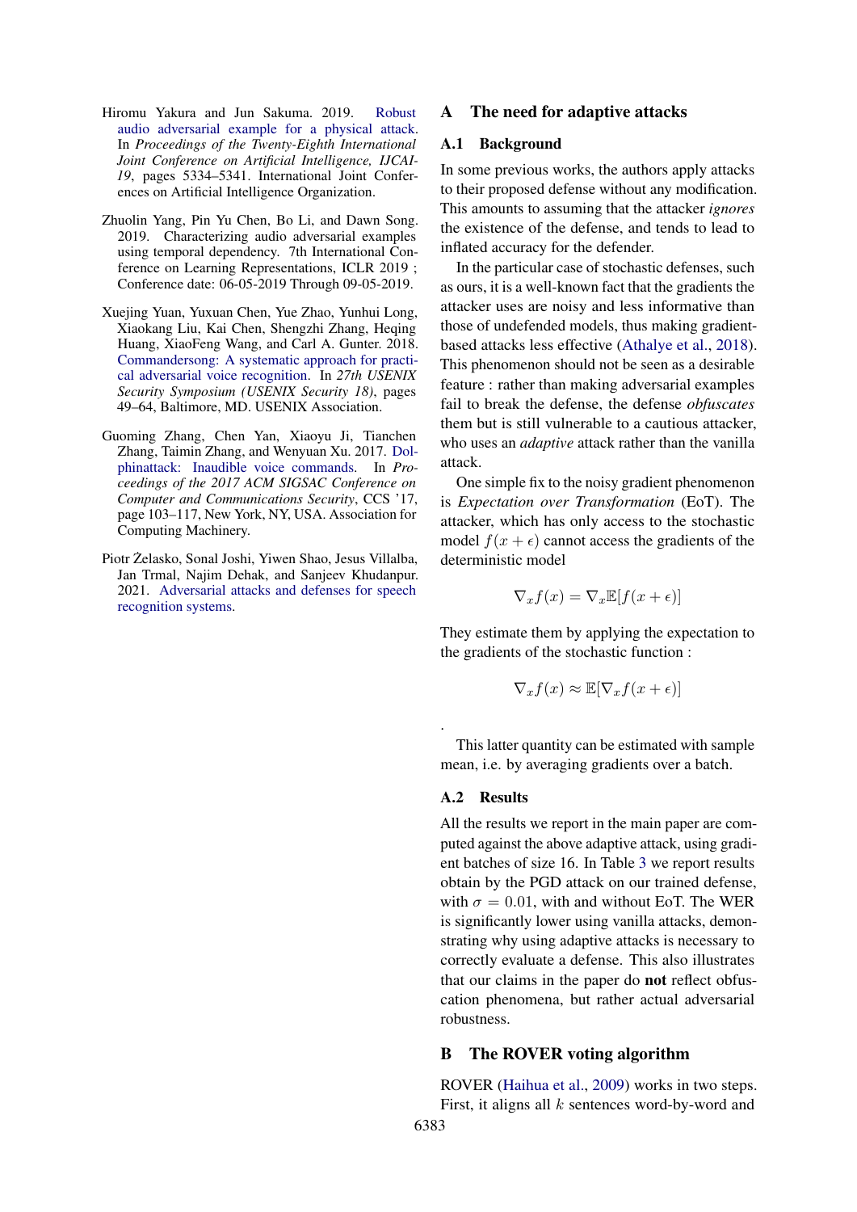Hiromu Yakura and Jun Sakuma. 2019. Robust audio adversarial example for a physical attack. In *Proceedings of the Twenty-Eighth International Joint Conference on Artificial Intelligence, IJCAI-19*, pages 5334–5341. International Joint Conferences on Artificial Intelligence Organization.

Zhuolin Yang, Pin Yu Chen, Bo Li, and Dawn Song. 2019. Characterizing audio adversarial examples using temporal dependency. 7th International Conference on Learning Representations, ICLR 2019 ; Conference date: 06-05-2019 Through 09-05-2019.

Xuejing Yuan, Yuxuan Chen, Yue Zhao, Yunhui Long, Xiaokang Liu, Kai Chen, Shengzhi Zhang, Heqing Huang, XiaoFeng Wang, and Carl A. Gunter. 2018. Commandersong: A systematic approach for practical adversarial voice recognition. In *27th USENIX Security Symposium (USENIX Security 18)*, pages 49–64, Baltimore, MD. USENIX Association.

Guoming Zhang, Chen Yan, Xiaoyu Ji, Tianchen Zhang, Taimin Zhang, and Wenyuan Xu. 2017. Dolphinattack: Inaudible voice commands. In *Proceedings of the 2017 ACM SIGSAC Conference on Computer and Communications Security*, CCS '17, page 103–117, New York, NY, USA. Association for Computing Machinery.

Piotr Żelasko, Sonal Joshi, Yiwen Shao, Jesus Villalba, Jan Trmal, Najim Dehak, and Sanjeev Khudanpur. 2021. Adversarial attacks and defenses for speech recognition systems.

# A The need for adaptive attacks

## A.1 Background

In some previous works, the authors apply attacks to their proposed defense without any modification. This amounts to assuming that the attacker *ignores* the existence of the defense, and tends to lead to inflated accuracy for the defender.

In the particular case of stochastic defenses, such as ours, it is a well-known fact that the gradients the attacker uses are noisy and less informative than those of undefended models, thus making gradient-based attacks less effective (Athalye et al., 2018). This phenomenon should not be seen as a desirable feature : rather than making adversarial examples fail to break the defense, the defense *obfuscates* them but is still vulnerable to a cautious attacker, who uses an *adaptive* attack rather than the vanilla attack.

One simple fix to the noisy gradient phenomenon is *Expectation over Transformation* (EoT). The attacker, which has only access to the stochastic model $f(x+\epsilon)$ cannot access the gradients of the deterministic model

$$\nabla_x f(x) = \nabla_x \mathbb{E}[f(x+\epsilon)]$$

They estimate them by applying the expectation to the gradients of the stochastic function :

$$\nabla_x f(x) \approx \mathbb{E}[\nabla_x f(x+\epsilon)]$$

.

This latter quantity can be estimated with sample mean, i.e. by averaging gradients over a batch.

## A.2 Results

All the results we report in the main paper are computed against the above adaptive attack, using gradient batches of size 16. In Table 3 we report results obtain by the PGD attack on our trained defense, with $\sigma = 0.01$, with and without EoT. The WER is significantly lower using vanilla attacks, demonstrating why using adaptive attacks is necessary to correctly evaluate a defense. This also illustrates that our claims in the paper do **not** reflect obfuscation phenomena, but rather actual adversarial robustness.

# B The ROVER voting algorithm

ROVER (Haihua et al., 2009) works in two steps. First, it aligns all $k$ sentences word-by-word and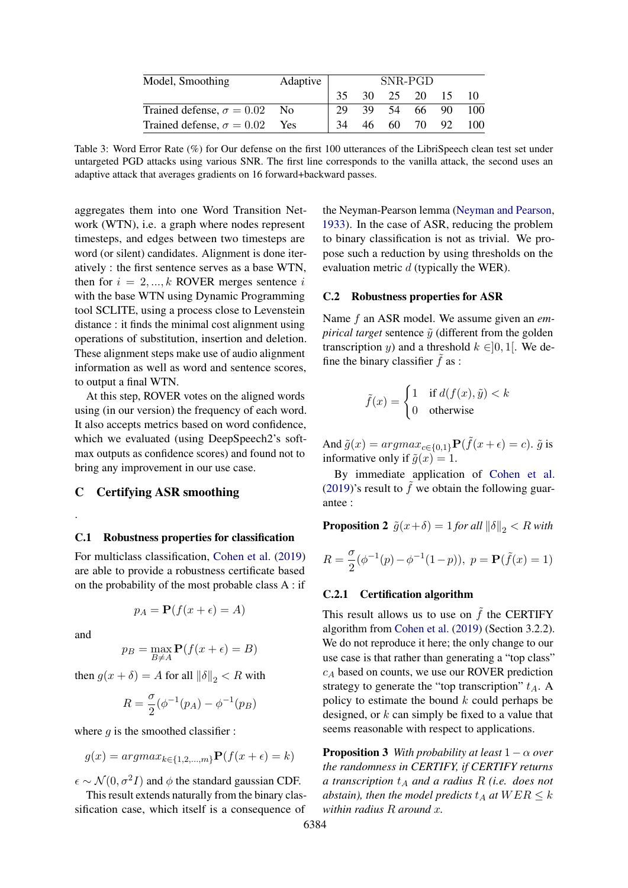| Model, Smoothing | Adaptive | SNR-PGD | | | | | |
|---|---|---|---|---|---|---|---|
| | | 35 | 30 | 25 | 20 | 15 | 10 |
| Trained defense, $\sigma = 0.02$ | No | 29 | 39 | 54 | 66 | 90 | 100 |
| Trained defense, $\sigma = 0.02$ | Yes | 34 | 46 | 60 | 70 | 92 | 100 |

Table 3: Word Error Rate (%) for Our defense on the first 100 utterances of the LibriSpeech clean test set under untargeted PGD attacks using various SNR. The first line corresponds to the vanilla attack, the second uses an adaptive attack that averages gradients on 16 forward+backward passes.

aggregates them into one Word Transition Network (WTN), i.e. a graph where nodes represent timesteps, and edges between two timesteps are word (or silent) candidates. Alignment is done iteratively : the first sentence serves as a base WTN, then for $i = 2, ..., k$ ROVER merges sentence $i$ with the base WTN using Dynamic Programming tool SCLITE, using a process close to Levenstein distance : it finds the minimal cost alignment using operations of substitution, insertion and deletion. These alignment steps make use of audio alignment information as well as word and sentence scores, to output a final WTN.

At this step, ROVER votes on the aligned words using (in our version) the frequency of each word. It also accepts metrics based on word confidence, which we evaluated (using DeepSpeech2's softmax outputs as confidence scores) and found not to bring any improvement in our use case.

## C Certifying ASR smoothing

.

### C.1 Robustness properties for classification

For multiclass classification, Cohen et al. (2019) are able to provide a robustness certificate based on the probability of the most probable class A : if

$$p_A = \mathbf{P}(f(x+\epsilon) = A)$$

and

$$p_B = \max_{B \neq A} \mathbf{P}(f(x+\epsilon) = B)$$

then $g(x + \delta) = A$ for all $\|\delta\|_2 < R$ with

$$R = \frac{\sigma}{2}(\phi^{-1}(p_A) - \phi^{-1}(p_B))$$

where $g$ is the smoothed classifier :

$$g(x) = argmax_{k \in \{1,2,...,m\}} \mathbf{P}(f(x+\epsilon) = k)$$

$\epsilon \sim \mathcal{N}(0, \sigma^2 I)$ and $\phi$ the standard gaussian CDF.

This result extends naturally from the binary classification case, which itself is a consequence of the Neyman-Pearson lemma (Neyman and Pearson, 1933). In the case of ASR, reducing the problem to binary classification is not as trivial. We propose such a reduction by using thresholds on the evaluation metric $d$ (typically the WER).

### C.2 Robustness properties for ASR

Name $f$ an ASR model. We assume given an *empirical target* sentence $\tilde{y}$ (different from the golden transcription $y$) and a threshold $k \in ]0, 1[$. We define the binary classifier $\tilde{f}$ as :

$$\tilde{f}(x) = \begin{cases} 1 & \text{if } d(f(x), \tilde{y}) < k \\ 0 & \text{otherwise} \end{cases}$$

And $\tilde{g}(x) = argmax_{c \in \{0,1\}} \mathbf{P}(\tilde{f}(x+\epsilon) = c)$. $\tilde{g}$ is informative only if $\tilde{g}(x) = 1$.

By immediate application of Cohen et al. (2019)'s result to $\tilde{f}$ we obtain the following guarantee :

**Proposition 2** *$\tilde{g}(x+\delta) = 1$ for all $\|\delta\|_2 < R$ with*

$$R = \frac{\sigma}{2}(\phi^{-1}(p) - \phi^{-1}(1-p)), \; p = \mathbf{P}(\tilde{f}(x) = 1)$$

#### C.2.1 Certification algorithm

This result allows us to use on $\tilde{f}$ the CERTIFY algorithm from Cohen et al. (2019) (Section 3.2.2). We do not reproduce it here; the only change to our use case is that rather than generating a "top class" $c_A$ based on counts, we use our ROVER prediction strategy to generate the "top transcription" $t_A$. A policy to estimate the bound $k$ could perhaps be designed, or $k$ can simply be fixed to a value that seems reasonable with respect to applications.

**Proposition 3** *With probability at least $1 - \alpha$ over the randomness in CERTIFY, if CERTIFY returns a transcription $t_A$ and a radius $R$ (i.e. does not abstain), then the model predicts $t_A$ at $WER \leq k$ within radius $R$ around $x$.*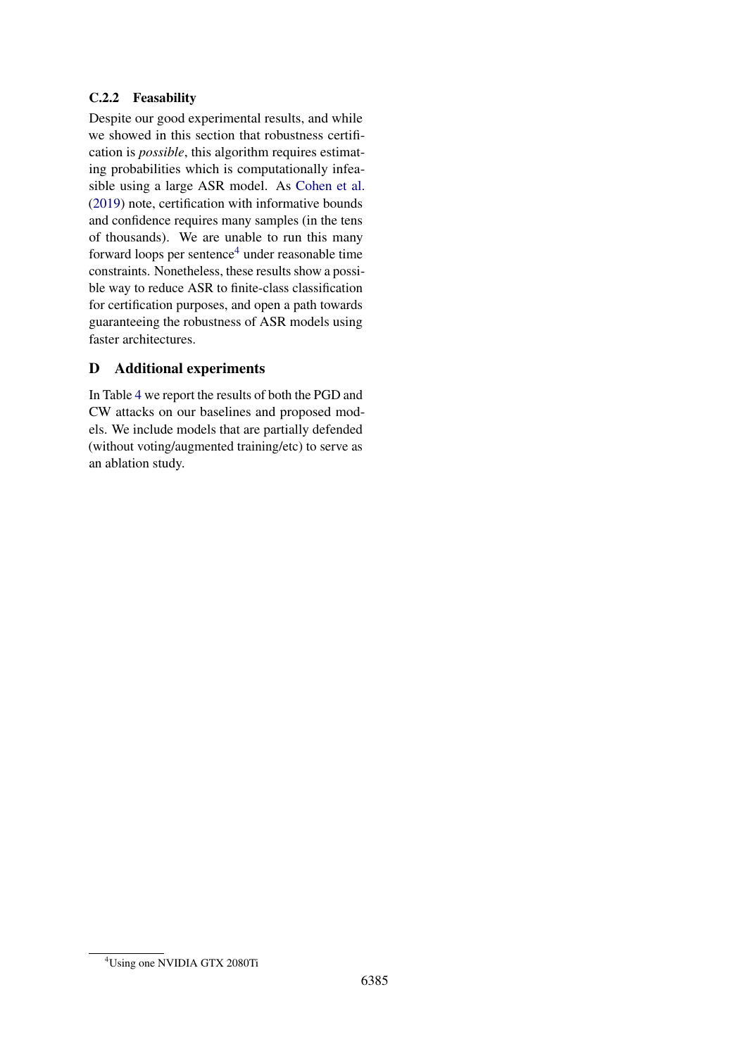### C.2.2 Feasability

Despite our good experimental results, and while we showed in this section that robustness certification is *possible*, this algorithm requires estimating probabilities which is computationally infeasible using a large ASR model. As Cohen et al. (2019) note, certification with informative bounds and confidence requires many samples (in the tens of thousands). We are unable to run this many forward loops per sentence[4] under reasonable time constraints. Nonetheless, these results show a possible way to reduce ASR to finite-class classification for certification purposes, and open a path towards guaranteeing the robustness of ASR models using faster architectures.

## D Additional experiments

In Table 4 we report the results of both the PGD and CW attacks on our baselines and proposed models. We include models that are partially defended (without voting/augmented training/etc) to serve as an ablation study.

[4] Using one NVIDIA GTX 2080Ti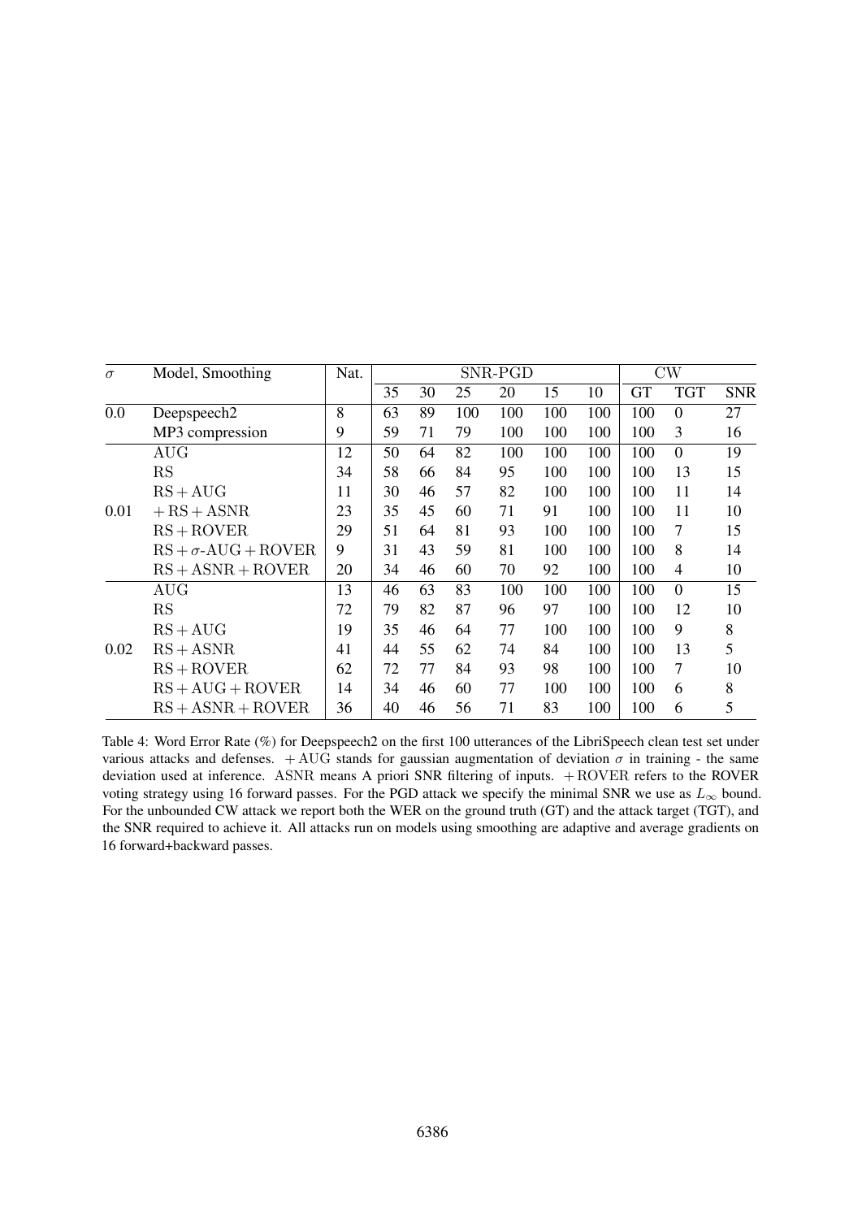| $\sigma$ | Model, Smoothing | Nat. | SNR-PGD | | | | | | CW | | |
|---|---|---|---|---|---|---|---|---|---|---|---|
| | | | 35 | 30 | 25 | 20 | 15 | 10 | GT | TGT | SNR |
| 0.0 | Deepspeech2 | 8 | 63 | 89 | 100 | 100 | 100 | 100 | 100 | 0 | 27 |
| | MP3 compression | 9 | 59 | 71 | 79 | 100 | 100 | 100 | 100 | 3 | 16 |
| 0.01 | $\mathrm{AUG}$ | 12 | 50 | 64 | 82 | 100 | 100 | 100 | 100 | 0 | 19 |
| | $\mathrm{RS}$ | 34 | 58 | 66 | 84 | 95 | 100 | 100 | 100 | 13 | 15 |
| | $\mathrm{RS} + \mathrm{AUG}$ | 11 | 30 | 46 | 57 | 82 | 100 | 100 | 100 | 11 | 14 |
| | $+ \mathrm{RS} + \mathrm{ASNR}$ | 23 | 35 | 45 | 60 | 71 | 91 | 100 | 100 | 11 | 10 |
| | $\mathrm{RS} + \mathrm{ROVER}$ | 29 | 51 | 64 | 81 | 93 | 100 | 100 | 100 | 7 | 15 |
| | $\mathrm{RS} + \sigma\text{-}\mathrm{AUG} + \mathrm{ROVER}$ | 9 | 31 | 43 | 59 | 81 | 100 | 100 | 100 | 8 | 14 |
| | $\mathrm{RS} + \mathrm{ASNR} + \mathrm{ROVER}$ | 20 | 34 | 46 | 60 | 70 | 92 | 100 | 100 | 4 | 10 |
| 0.02 | $\mathrm{AUG}$ | 13 | 46 | 63 | 83 | 100 | 100 | 100 | 100 | 0 | 15 |
| | $\mathrm{RS}$ | 72 | 79 | 82 | 87 | 96 | 97 | 100 | 100 | 12 | 10 |
| | $\mathrm{RS} + \mathrm{AUG}$ | 19 | 35 | 46 | 64 | 77 | 100 | 100 | 100 | 9 | 8 |
| | $\mathrm{RS} + \mathrm{ASNR}$ | 41 | 44 | 55 | 62 | 74 | 84 | 100 | 100 | 13 | 5 |
| | $\mathrm{RS} + \mathrm{ROVER}$ | 62 | 72 | 77 | 84 | 93 | 98 | 100 | 100 | 7 | 10 |
| | $\mathrm{RS} + \mathrm{AUG} + \mathrm{ROVER}$ | 14 | 34 | 46 | 60 | 77 | 100 | 100 | 100 | 6 | 8 |
| | $\mathrm{RS} + \mathrm{ASNR} + \mathrm{ROVER}$ | 36 | 40 | 46 | 56 | 71 | 83 | 100 | 100 | 6 | 5 |

Table 4: Word Error Rate (%) for Deepspeech2 on the first 100 utterances of the LibriSpeech clean test set under various attacks and defenses. $+\mathrm{AUG}$ stands for gaussian augmentation of deviation $\sigma$ in training - the same deviation used at inference. $\mathrm{ASNR}$ means A priori SNR filtering of inputs. $+\mathrm{ROVER}$ refers to the ROVER voting strategy using 16 forward passes. For the PGD attack we specify the minimal SNR we use as $L_\infty$ bound. For the unbounded CW attack we report both the WER on the ground truth (GT) and the attack target (TGT), and the SNR required to achieve it. All attacks run on models using smoothing are adaptive and average gradients on 16 forward+backward passes.